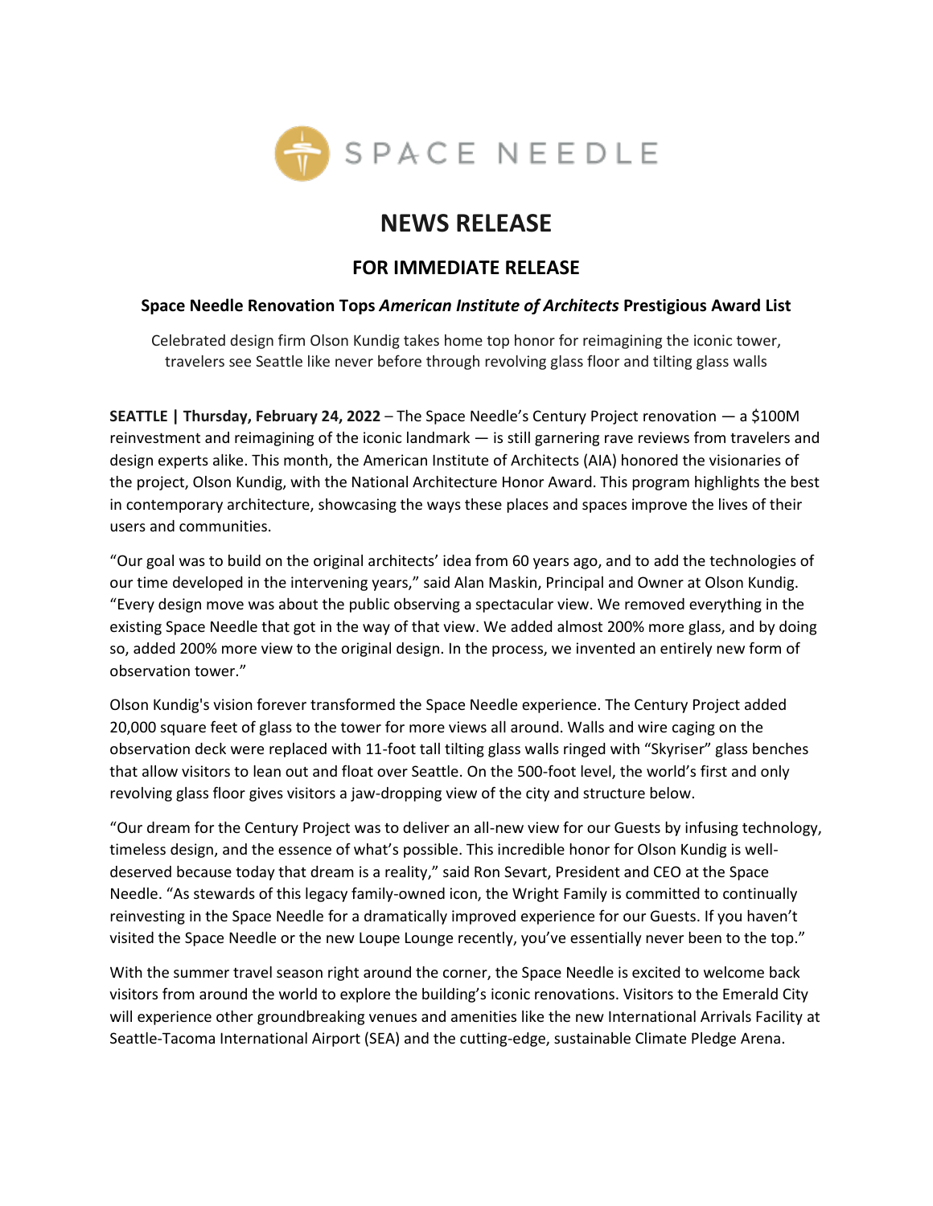SPACE NEEDLE

# NEWS RELEASE

## FOR IMMEDIATE RELEASE

### Space Needle Renovation Tops *American Institute of Architects* Prestigious Award List

Celebrated design firm Olson Kundig takes home top honor for reimagining the iconic tower, travelers see Seattle like never before through revolving glass floor and tilting glass walls

**SEATTLE | Thursday, February 24, 2022** – The Space Needle's Century Project renovation — a $100M reinvestment and reimagining of the iconic landmark — is still garnering rave reviews from travelers and design experts alike. This month, the American Institute of Architects (AIA) honored the visionaries of the project, Olson Kundig, with the National Architecture Honor Award. This program highlights the best in contemporary architecture, showcasing the ways these places and spaces improve the lives of their users and communities.

"Our goal was to build on the original architects' idea from 60 years ago, and to add the technologies of our time developed in the intervening years," said Alan Maskin, Principal and Owner at Olson Kundig. "Every design move was about the public observing a spectacular view. We removed everything in the existing Space Needle that got in the way of that view. We added almost 200% more glass, and by doing so, added 200% more view to the original design. In the process, we invented an entirely new form of observation tower."

Olson Kundig's vision forever transformed the Space Needle experience. The Century Project added 20,000 square feet of glass to the tower for more views all around. Walls and wire caging on the observation deck were replaced with 11-foot tall tilting glass walls ringed with "Skyriser" glass benches that allow visitors to lean out and float over Seattle. On the 500-foot level, the world's first and only revolving glass floor gives visitors a jaw-dropping view of the city and structure below.

"Our dream for the Century Project was to deliver an all-new view for our Guests by infusing technology, timeless design, and the essence of what's possible. This incredible honor for Olson Kundig is well-deserved because today that dream is a reality," said Ron Sevart, President and CEO at the Space Needle. "As stewards of this legacy family-owned icon, the Wright Family is committed to continually reinvesting in the Space Needle for a dramatically improved experience for our Guests. If you haven't visited the Space Needle or the new Loupe Lounge recently, you've essentially never been to the top."

With the summer travel season right around the corner, the Space Needle is excited to welcome back visitors from around the world to explore the building's iconic renovations. Visitors to the Emerald City will experience other groundbreaking venues and amenities like the new International Arrivals Facility at Seattle-Tacoma International Airport (SEA) and the cutting-edge, sustainable Climate Pledge Arena.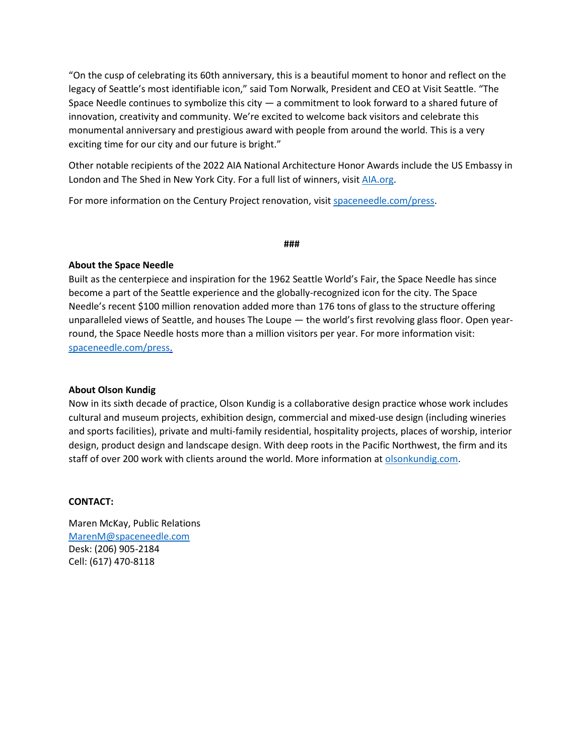"On the cusp of celebrating its 60th anniversary, this is a beautiful moment to honor and reflect on the legacy of Seattle's most identifiable icon," said Tom Norwalk, President and CEO at Visit Seattle. "The Space Needle continues to symbolize this city — a commitment to look forward to a shared future of innovation, creativity and community. We're excited to welcome back visitors and celebrate this monumental anniversary and prestigious award with people from around the world. This is a very exciting time for our city and our future is bright."

Other notable recipients of the 2022 AIA National Architecture Honor Awards include the US Embassy in London and The Shed in New York City. For a full list of winners, visit AIA.org.

For more information on the Century Project renovation, visit spaceneedle.com/press.

###

**About the Space Needle**
Built as the centerpiece and inspiration for the 1962 Seattle World's Fair, the Space Needle has since become a part of the Seattle experience and the globally-recognized icon for the city. The Space Needle's recent $100 million renovation added more than 176 tons of glass to the structure offering unparalleled views of Seattle, and houses The Loupe — the world's first revolving glass floor. Open year-round, the Space Needle hosts more than a million visitors per year. For more information visit: spaceneedle.com/press.

**About Olson Kundig**
Now in its sixth decade of practice, Olson Kundig is a collaborative design practice whose work includes cultural and museum projects, exhibition design, commercial and mixed-use design (including wineries and sports facilities), private and multi-family residential, hospitality projects, places of worship, interior design, product design and landscape design. With deep roots in the Pacific Northwest, the firm and its staff of over 200 work with clients around the world. More information at olsonkundig.com.

**CONTACT:**

Maren McKay, Public Relations
MarenM@spaceneedle.com
Desk: (206) 905-2184
Cell: (617) 470-8118